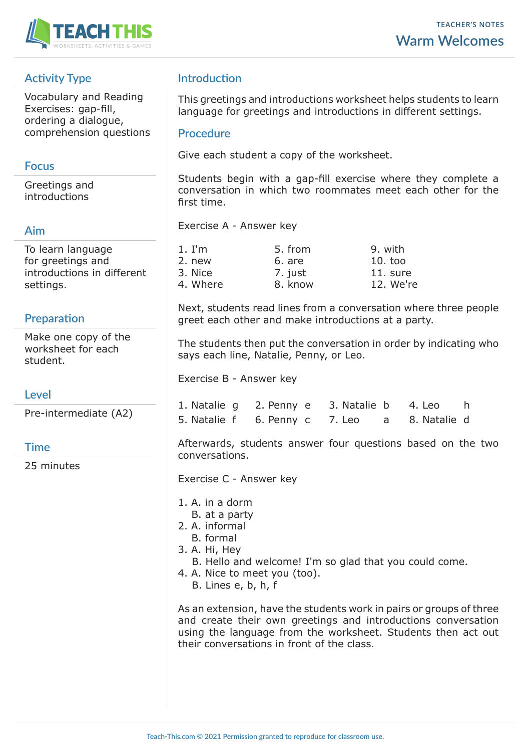TEACHER'S NOTES

# Warm Welcomes

## Activity Type

Vocabulary and Reading Exercises: gap-fill, ordering a dialogue, comprehension questions

## Focus

Greetings and introductions

## Aim

To learn language for greetings and introductions in different settings.

## Preparation

Make one copy of the worksheet for each student.

## Level

Pre-intermediate (A2)

## Time

25 minutes

## Introduction

This greetings and introductions worksheet helps students to learn language for greetings and introductions in different settings.

## Procedure

Give each student a copy of the worksheet.

Students begin with a gap-fill exercise where they complete a conversation in which two roommates meet each other for the first time.

Exercise A - Answer key

| | | |
|---|---|---|
| 1. I'm | 5. from | 9. with |
| 2. new | 6. are | 10. too |
| 3. Nice | 7. just | 11. sure |
| 4. Where | 8. know | 12. We're |

Next, students read lines from a conversation where three people greet each other and make introductions at a party.

The students then put the conversation in order by indicating who says each line, Natalie, Penny, or Leo.

Exercise B - Answer key

| | | | | | | | |
|---|---|---|---|---|---|---|---|
| 1. Natalie | g | 2. Penny | e | 3. Natalie | b | 4. Leo | h |
| 5. Natalie | f | 6. Penny | c | 7. Leo | a | 8. Natalie | d |

Afterwards, students answer four questions based on the two conversations.

Exercise C - Answer key

1. A. in a dorm
   B. at a party
2. A. informal
   B. formal
3. A. Hi, Hey
   B. Hello and welcome! I'm so glad that you could come.
4. A. Nice to meet you (too).
   B. Lines e, b, h, f

As an extension, have the students work in pairs or groups of three and create their own greetings and introductions conversation using the language from the worksheet. Students then act out their conversations in front of the class.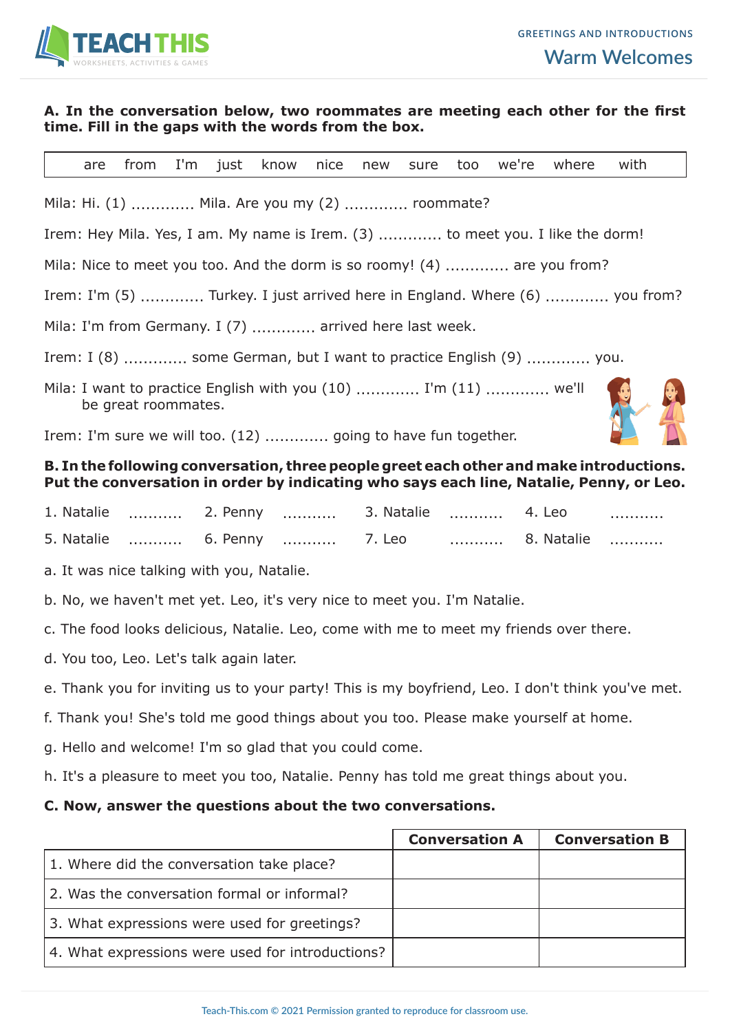# GREETINGS AND INTRODUCTIONS

## Warm Welcomes

**A. In the conversation below, two roommates are meeting each other for the first time. Fill in the gaps with the words from the box.**

| are | from | I'm | just | know | nice | new | sure | too | we're | where | with |
|---|---|---|---|---|---|---|---|---|---|---|---|

Mila: Hi. (1) ............. Mila. Are you my (2) ............. roommate?

Irem: Hey Mila. Yes, I am. My name is Irem. (3) ............. to meet you. I like the dorm!

Mila: Nice to meet you too. And the dorm is so roomy! (4) ............. are you from?

Irem: I'm (5) ............. Turkey. I just arrived here in England. Where (6) ............. you from?

Mila: I'm from Germany. I (7) ............. arrived here last week.

Irem: I (8) ............. some German, but I want to practice English (9) ............. you.

Mila: I want to practice English with you (10) ............. I'm (11) ............. we'll be great roommates.

Irem: I'm sure we will too. (12) ............. going to have fun together.

**B. In the following conversation, three people greet each other and make introductions. Put the conversation in order by indicating who says each line, Natalie, Penny, or Leo.**

1. Natalie ...........
2. Penny ...........
3. Natalie ...........
4. Leo ...........
5. Natalie ...........
6. Penny ...........
7. Leo ...........
8. Natalie ...........

a. It was nice talking with you, Natalie.

b. No, we haven't met yet. Leo, it's very nice to meet you. I'm Natalie.

c. The food looks delicious, Natalie. Leo, come with me to meet my friends over there.

d. You too, Leo. Let's talk again later.

e. Thank you for inviting us to your party! This is my boyfriend, Leo. I don't think you've met.

f. Thank you! She's told me good things about you too. Please make yourself at home.

g. Hello and welcome! I'm so glad that you could come.

h. It's a pleasure to meet you too, Natalie. Penny has told me great things about you.

**C. Now, answer the questions about the two conversations.**

| | Conversation A | Conversation B |
|---|---|---|
| 1. Where did the conversation take place? | | |
| 2. Was the conversation formal or informal? | | |
| 3. What expressions were used for greetings? | | |
| 4. What expressions were used for introductions? | | |